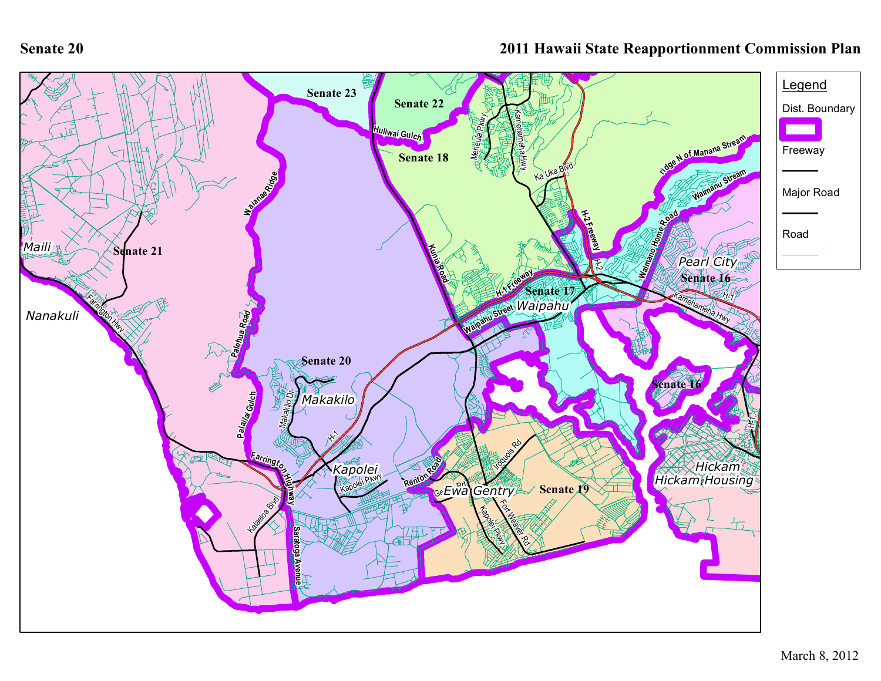# Senate 20

## 2011 Hawaii State Reapportionment Commission Plan

Legend

- Dist. Boundary
- Freeway
- Major Road
- Road

Senate 23

Senate 22

Senate 18

Senate 21

Senate 20

Senate 17

Senate 16

Senate 19

Maili

Nanakuli

Makakilo

Kapolei

Ewa Gentry

Waipahu

Pearl City

Hickam

Hickam Housing

Waianae Ridge

Huliwai Gulch

Kunia Road

Meheula Pkwy

Kamehameha Hwy

Ka Uka Blvd

H-2 Freeway

ridge N of Manana Stream

Waimanu Stream

Waimano Home Road

H-1 Freeway

Waipahu Street

Farrington Hwy

Palehua Road

Palailai Gulch

Makakilo Dr

H-1

Farrington Highway

Kalaeloa Blvd

Saratoga Avenue

Kapolei Pkwy

Renton Road

Iroquois Rd

Fort Weaver Rd

March 8, 2012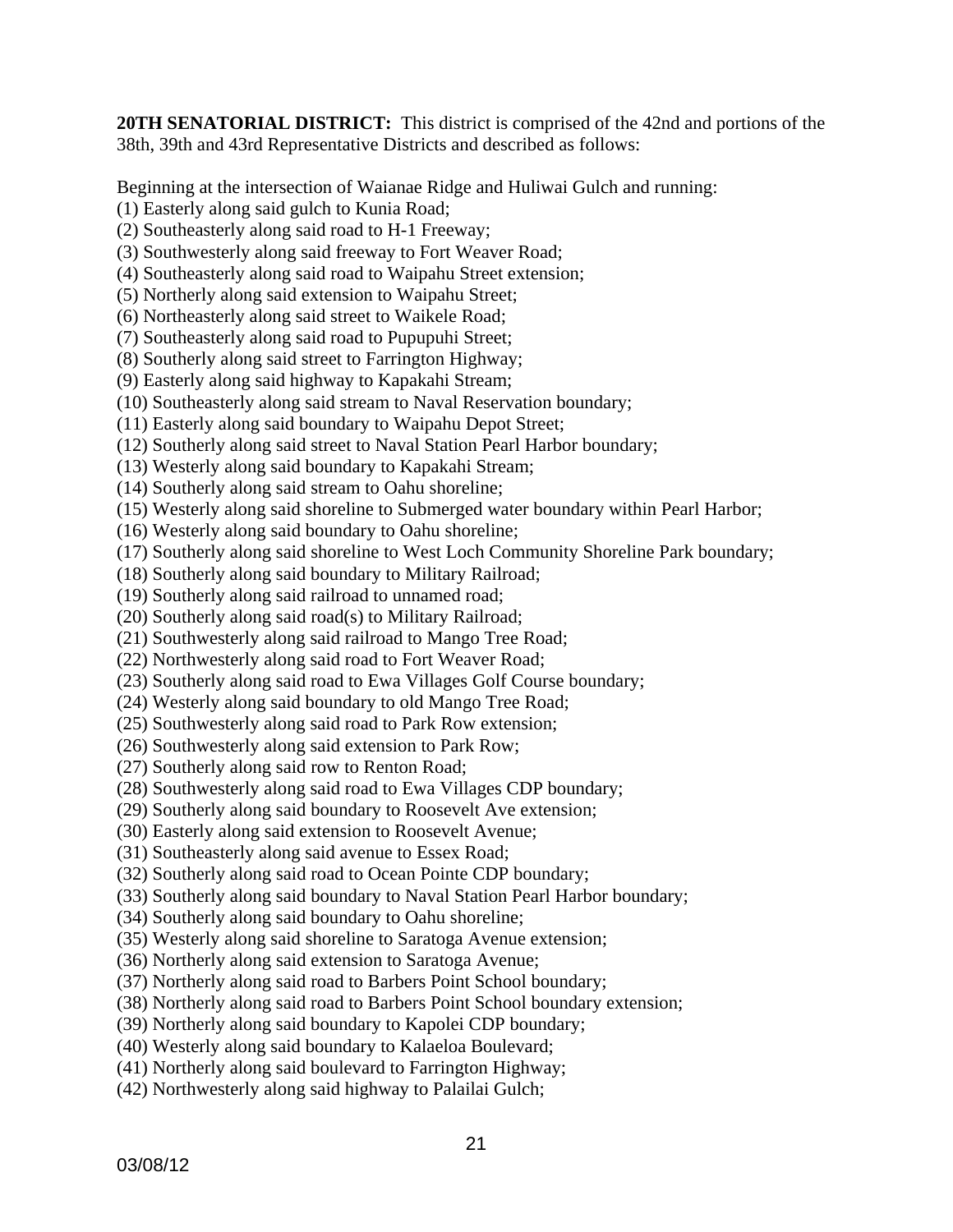**20TH SENATORIAL DISTRICT:** This district is comprised of the 42nd and portions of the 38th, 39th and 43rd Representative Districts and described as follows:

Beginning at the intersection of Waianae Ridge and Huliwai Gulch and running:

(1) Easterly along said gulch to Kunia Road;
(2) Southeasterly along said road to H-1 Freeway;
(3) Southwesterly along said freeway to Fort Weaver Road;
(4) Southeasterly along said road to Waipahu Street extension;
(5) Northerly along said extension to Waipahu Street;
(6) Northeasterly along said street to Waikele Road;
(7) Southeasterly along said road to Pupupuhi Street;
(8) Southerly along said street to Farrington Highway;
(9) Easterly along said highway to Kapakahi Stream;
(10) Southeasterly along said stream to Naval Reservation boundary;
(11) Easterly along said boundary to Waipahu Depot Street;
(12) Southerly along said street to Naval Station Pearl Harbor boundary;
(13) Westerly along said boundary to Kapakahi Stream;
(14) Southerly along said stream to Oahu shoreline;
(15) Westerly along said shoreline to Submerged water boundary within Pearl Harbor;
(16) Westerly along said boundary to Oahu shoreline;
(17) Southerly along said shoreline to West Loch Community Shoreline Park boundary;
(18) Southerly along said boundary to Military Railroad;
(19) Southerly along said railroad to unnamed road;
(20) Southerly along said road(s) to Military Railroad;
(21) Southwesterly along said railroad to Mango Tree Road;
(22) Northwesterly along said road to Fort Weaver Road;
(23) Southerly along said road to Ewa Villages Golf Course boundary;
(24) Westerly along said boundary to old Mango Tree Road;
(25) Southwesterly along said road to Park Row extension;
(26) Southwesterly along said extension to Park Row;
(27) Southerly along said row to Renton Road;
(28) Southwesterly along said road to Ewa Villages CDP boundary;
(29) Southerly along said boundary to Roosevelt Ave extension;
(30) Easterly along said extension to Roosevelt Avenue;
(31) Southeasterly along said avenue to Essex Road;
(32) Southerly along said road to Ocean Pointe CDP boundary;
(33) Southerly along said boundary to Naval Station Pearl Harbor boundary;
(34) Southerly along said boundary to Oahu shoreline;
(35) Westerly along said shoreline to Saratoga Avenue extension;
(36) Northerly along said extension to Saratoga Avenue;
(37) Northerly along said road to Barbers Point School boundary;
(38) Northerly along said road to Barbers Point School boundary extension;
(39) Northerly along said boundary to Kapolei CDP boundary;
(40) Westerly along said boundary to Kalaeloa Boulevard;
(41) Northerly along said boulevard to Farrington Highway;
(42) Northwesterly along said highway to Palailai Gulch;

03/08/12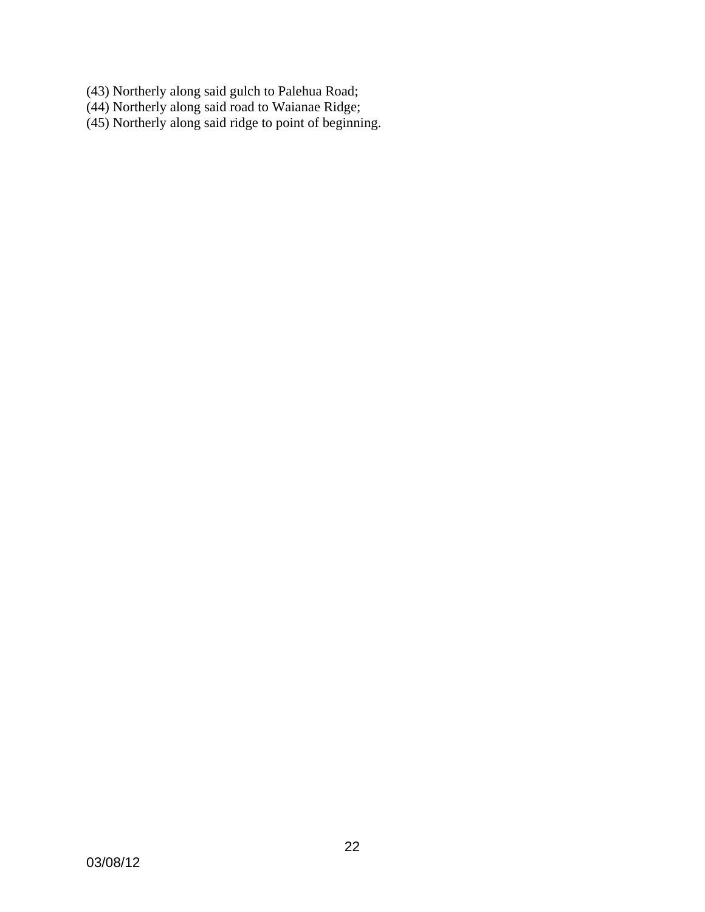(43) Northerly along said gulch to Palehua Road;
(44) Northerly along said road to Waianae Ridge;
(45) Northerly along said ridge to point of beginning.